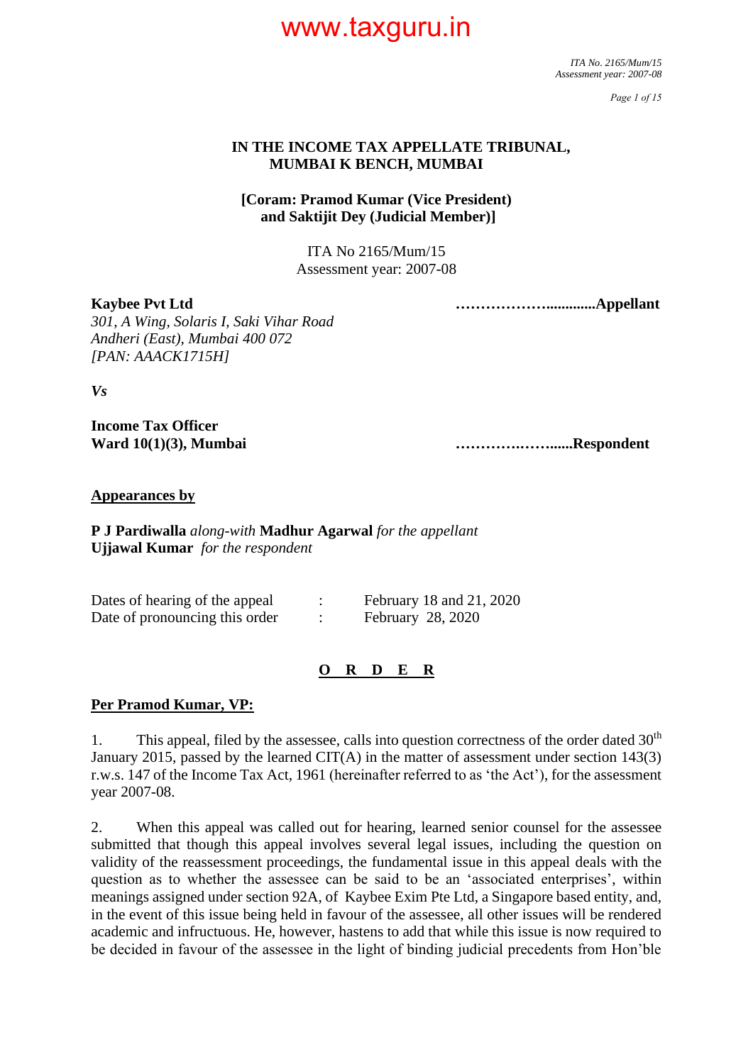## IN THE INCOME TAX APPELLATE TRIBUNAL, MUMBAI K BENCH, MUMBAI

**[Coram: Pramod Kumar (Vice President) and Saktijit Dey (Judicial Member)]**

ITA No 2165/Mum/15
Assessment year: 2007-08

**Kaybee Pvt Ltd** ……………….............**Appellant**
*301, A Wing, Solaris I, Saki Vihar Road*
*Andheri (East), Mumbai 400 072*
*[PAN: AAACK1715H]*

***Vs***

**Income Tax Officer**
**Ward 10(1)(3), Mumbai** ……….……......**Respondent**

**Appearances by**

**P J Pardiwalla** *along-with* **Madhur Agarwal** *for the appellant*
**Ujjawal Kumar** *for the respondent*

| | | |
|---|---|---|
| Dates of hearing of the appeal | : | February 18 and 21, 2020 |
| Date of pronouncing this order | : | February 28, 2020 |

**O R D E R**

**Per Pramod Kumar, VP:**

1. This appeal, filed by the assessee, calls into question correctness of the order dated 30th January 2015, passed by the learned CIT(A) in the matter of assessment under section 143(3) r.w.s. 147 of the Income Tax Act, 1961 (hereinafter referred to as 'the Act'), for the assessment year 2007-08.

2. When this appeal was called out for hearing, learned senior counsel for the assessee submitted that though this appeal involves several legal issues, including the question on validity of the reassessment proceedings, the fundamental issue in this appeal deals with the question as to whether the assessee can be said to be an 'associated enterprises', within meanings assigned under section 92A, of Kaybee Exim Pte Ltd, a Singapore based entity, and, in the event of this issue being held in favour of the assessee, all other issues will be rendered academic and infructuous. He, however, hastens to add that while this issue is now required to be decided in favour of the assessee in the light of binding judicial precedents from Hon'ble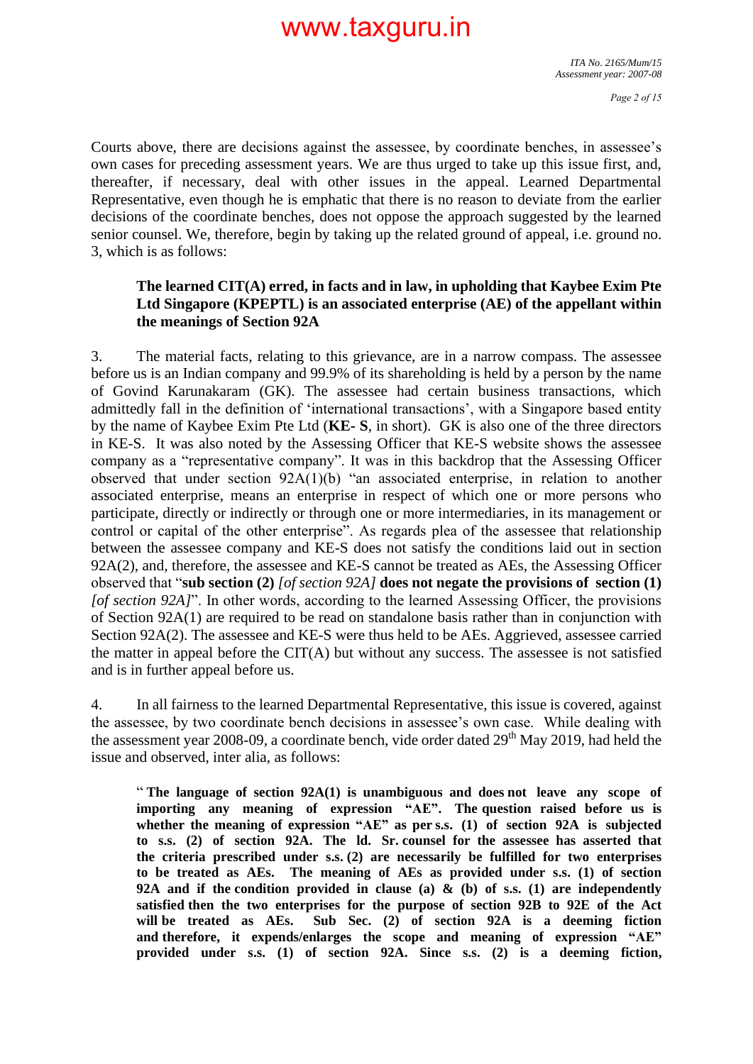Courts above, there are decisions against the assessee, by coordinate benches, in assessee's own cases for preceding assessment years. We are thus urged to take up this issue first, and, thereafter, if necessary, deal with other issues in the appeal. Learned Departmental Representative, even though he is emphatic that there is no reason to deviate from the earlier decisions of the coordinate benches, does not oppose the approach suggested by the learned senior counsel. We, therefore, begin by taking up the related ground of appeal, i.e. ground no. 3, which is as follows:

> **The learned CIT(A) erred, in facts and in law, in upholding that Kaybee Exim Pte Ltd Singapore (KPEPTL) is an associated enterprise (AE) of the appellant within the meanings of Section 92A**

3. The material facts, relating to this grievance, are in a narrow compass. The assessee before us is an Indian company and 99.9% of its shareholding is held by a person by the name of Govind Karunakaram (GK). The assessee had certain business transactions, which admittedly fall in the definition of 'international transactions', with a Singapore based entity by the name of Kaybee Exim Pte Ltd (**KE- S**, in short). GK is also one of the three directors in KE-S. It was also noted by the Assessing Officer that KE-S website shows the assessee company as a "representative company". It was in this backdrop that the Assessing Officer observed that under section 92A(1)(b) "an associated enterprise, in relation to another associated enterprise, means an enterprise in respect of which one or more persons who participate, directly or indirectly or through one or more intermediaries, in its management or control or capital of the other enterprise". As regards plea of the assessee that relationship between the assessee company and KE-S does not satisfy the conditions laid out in section 92A(2), and, therefore, the assessee and KE-S cannot be treated as AEs, the Assessing Officer observed that "**sub section (2)** *[of section 92A]* **does not negate the provisions of section (1)** *[of section 92A]*". In other words, according to the learned Assessing Officer, the provisions of Section 92A(1) are required to be read on standalone basis rather than in conjunction with Section 92A(2). The assessee and KE-S were thus held to be AEs. Aggrieved, assessee carried the matter in appeal before the CIT(A) but without any success. The assessee is not satisfied and is in further appeal before us.

4. In all fairness to the learned Departmental Representative, this issue is covered, against the assessee, by two coordinate bench decisions in assessee's own case. While dealing with the assessment year 2008-09, a coordinate bench, vide order dated 29th May 2019, had held the issue and observed, inter alia, as follows:

> **" The language of section 92A(1) is unambiguous and does not leave any scope of importing any meaning of expression "AE". The question raised before us is whether the meaning of expression "AE" as per s.s. (1) of section 92A is subjected to s.s. (2) of section 92A. The ld. Sr. counsel for the assessee has asserted that the criteria prescribed under s.s. (2) are necessarily be fulfilled for two enterprises to be treated as AEs. The meaning of AEs as provided under s.s. (1) of section 92A and if the condition provided in clause (a) & (b) of s.s. (1) are independently satisfied then the two enterprises for the purpose of section 92B to 92E of the Act will be treated as AEs. Sub Sec. (2) of section 92A is a deeming fiction and therefore, it expends/enlarges the scope and meaning of expression "AE" provided under s.s. (1) of section 92A. Since s.s. (2) is a deeming fiction,**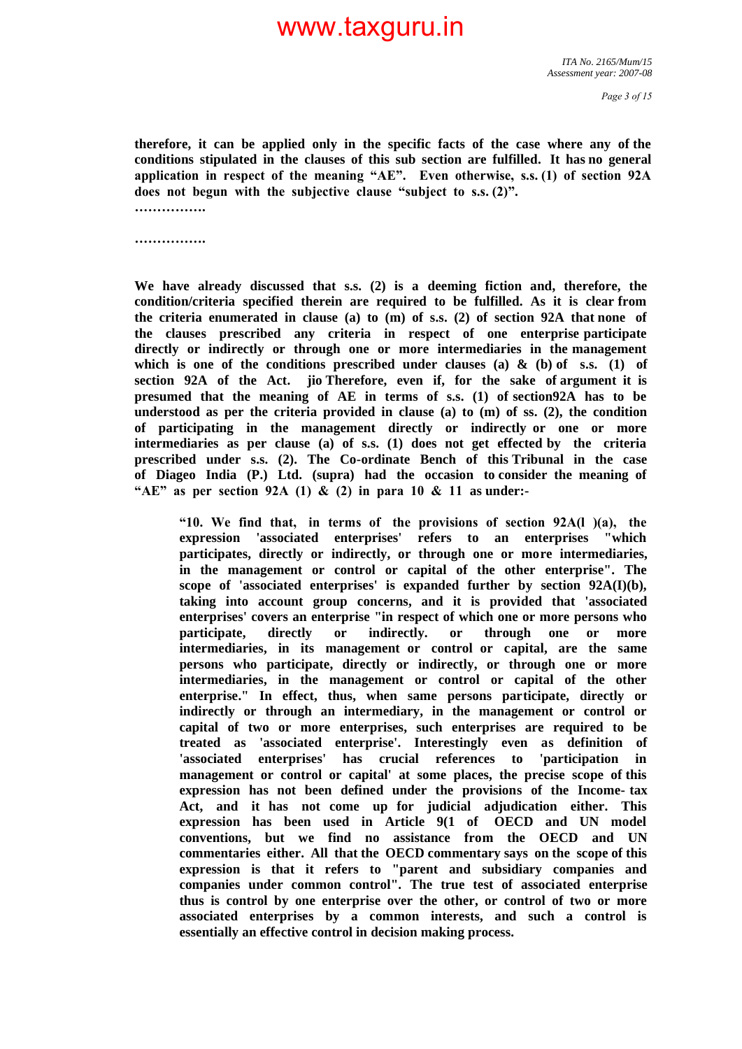**therefore, it can be applied only in the specific facts of the case where any of the conditions stipulated in the clauses of this sub section are fulfilled. It has no general application in respect of the meaning "AE". Even otherwise, s.s. (1) of section 92A does not begun with the subjective clause "subject to s.s. (2)".**

**…………….**

**…………….**

**We have already discussed that s.s. (2) is a deeming fiction and, therefore, the condition/criteria specified therein are required to be fulfilled. As it is clear from the criteria enumerated in clause (a) to (m) of s.s. (2) of section 92A that none of the clauses prescribed any criteria in respect of one enterprise participate directly or indirectly or through one or more intermediaries in the management which is one of the conditions prescribed under clauses (a) & (b) of s.s. (1) of section 92A of the Act. jio Therefore, even if, for the sake of argument it is presumed that the meaning of AE in terms of s.s. (1) of section92A has to be understood as per the criteria provided in clause (a) to (m) of ss. (2), the condition of participating in the management directly or indirectly or one or more intermediaries as per clause (a) of s.s. (1) does not get effected by the criteria prescribed under s.s. (2). The Co-ordinate Bench of this Tribunal in the case of Diageo India (P.) Ltd. (supra) had the occasion to consider the meaning of "AE" as per section 92A (1) & (2) in para 10 & 11 as under:-**

> **"10. We find that, in terms of the provisions of section 92A(l )(a), the expression 'associated enterprises' refers to an enterprises "which participates, directly or indirectly, or through one or more intermediaries, in the management or control or capital of the other enterprise". The scope of 'associated enterprises' is expanded further by section 92A(I)(b), taking into account group concerns, and it is provided that 'associated enterprises' covers an enterprise "in respect of which one or more persons who participate, directly or indirectly. or through one or more intermediaries, in its management or control or capital, are the same persons who participate, directly or indirectly, or through one or more intermediaries, in the management or control or capital of the other enterprise." In effect, thus, when same persons participate, directly or indirectly or through an intermediary, in the management or control or capital of two or more enterprises, such enterprises are required to be treated as 'associated enterprise'. Interestingly even as definition of 'associated enterprises' has crucial references to 'participation in management or control or capital' at some places, the precise scope of this expression has not been defined under the provisions of the Income- tax Act, and it has not come up for judicial adjudication either. This expression has been used in Article 9(1 of OECD and UN model conventions, but we find no assistance from the OECD and UN commentaries either. All that the OECD commentary says on the scope of this expression is that it refers to "parent and subsidiary companies and companies under common control". The true test of associated enterprise thus is control by one enterprise over the other, or control of two or more associated enterprises by a common interests, and such a control is essentially an effective control in decision making process.**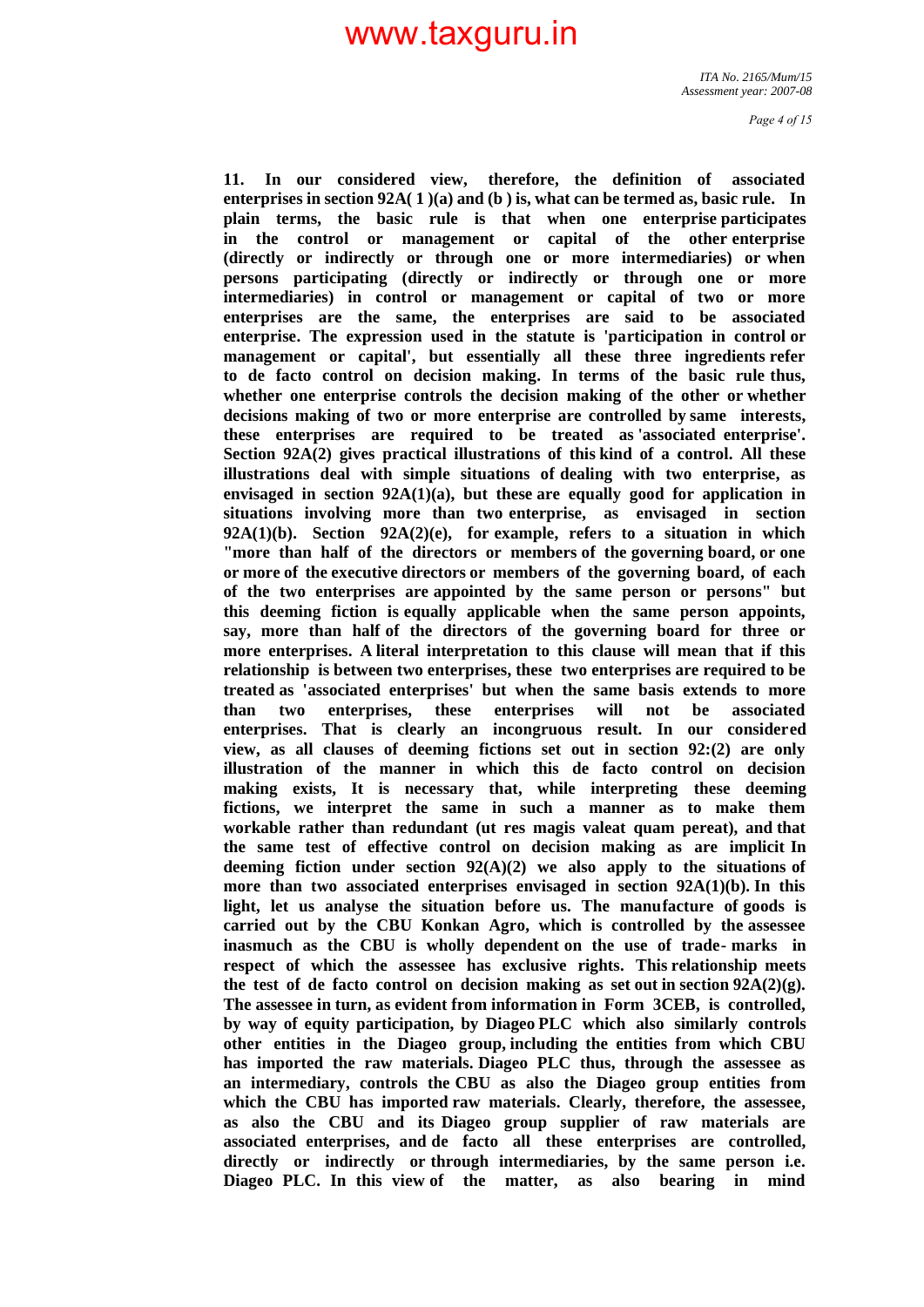**11. In our considered view, therefore, the definition of associated enterprises in section 92A( 1 )(a) and (b ) is, what can be termed as, basic rule. In plain terms, the basic rule is that when one enterprise participates in the control or management or capital of the other enterprise (directly or indirectly or through one or more intermediaries) or when persons participating (directly or indirectly or through one or more intermediaries) in control or management or capital of two or more enterprises are the same, the enterprises are said to be associated enterprise. The expression used in the statute is 'participation in control or management or capital', but essentially all these three ingredients refer to de facto control on decision making. In terms of the basic rule thus, whether one enterprise controls the decision making of the other or whether decisions making of two or more enterprise are controlled by same interests, these enterprises are required to be treated as 'associated enterprise'. Section 92A(2) gives practical illustrations of this kind of a control. All these illustrations deal with simple situations of dealing with two enterprise, as envisaged in section 92A(1)(a), but these are equally good for application in situations involving more than two enterprise, as envisaged in section 92A(1)(b). Section 92A(2)(e), for example, refers to a situation in which "more than half of the directors or members of the governing board, or one or more of the executive directors or members of the governing board, of each of the two enterprises are appointed by the same person or persons" but this deeming fiction is equally applicable when the same person appoints, say, more than half of the directors of the governing board for three or more enterprises. A literal interpretation to this clause will mean that if this relationship is between two enterprises, these two enterprises are required to be treated as 'associated enterprises' but when the same basis extends to more than two enterprises, these enterprises will not be associated enterprises. That is clearly an incongruous result. In our considered view, as all clauses of deeming fictions set out in section 92:(2) are only illustration of the manner in which this de facto control on decision making exists, It is necessary that, while interpreting these deeming fictions, we interpret the same in such a manner as to make them workable rather than redundant (ut res magis valeat quam pereat), and that the same test of effective control on decision making as are implicit In deeming fiction under section 92(A)(2) we also apply to the situations of more than two associated enterprises envisaged in section 92A(1)(b). In this light, let us analyse the situation before us. The manufacture of goods is carried out by the CBU Konkan Agro, which is controlled by the assessee inasmuch as the CBU is wholly dependent on the use of trade- marks in respect of which the assessee has exclusive rights. This relationship meets the test of de facto control on decision making as set out in section 92A(2)(g). The assessee in turn, as evident from information in Form 3CEB, is controlled, by way of equity participation, by Diageo PLC which also similarly controls other entities in the Diageo group, including the entities from which CBU has imported the raw materials. Diageo PLC thus, through the assessee as an intermediary, controls the CBU as also the Diageo group entities from which the CBU has imported raw materials. Clearly, therefore, the assessee, as also the CBU and its Diageo group supplier of raw materials are associated enterprises, and de facto all these enterprises are controlled, directly or indirectly or through intermediaries, by the same person i.e. Diageo PLC. In this view of the matter, as also bearing in mind**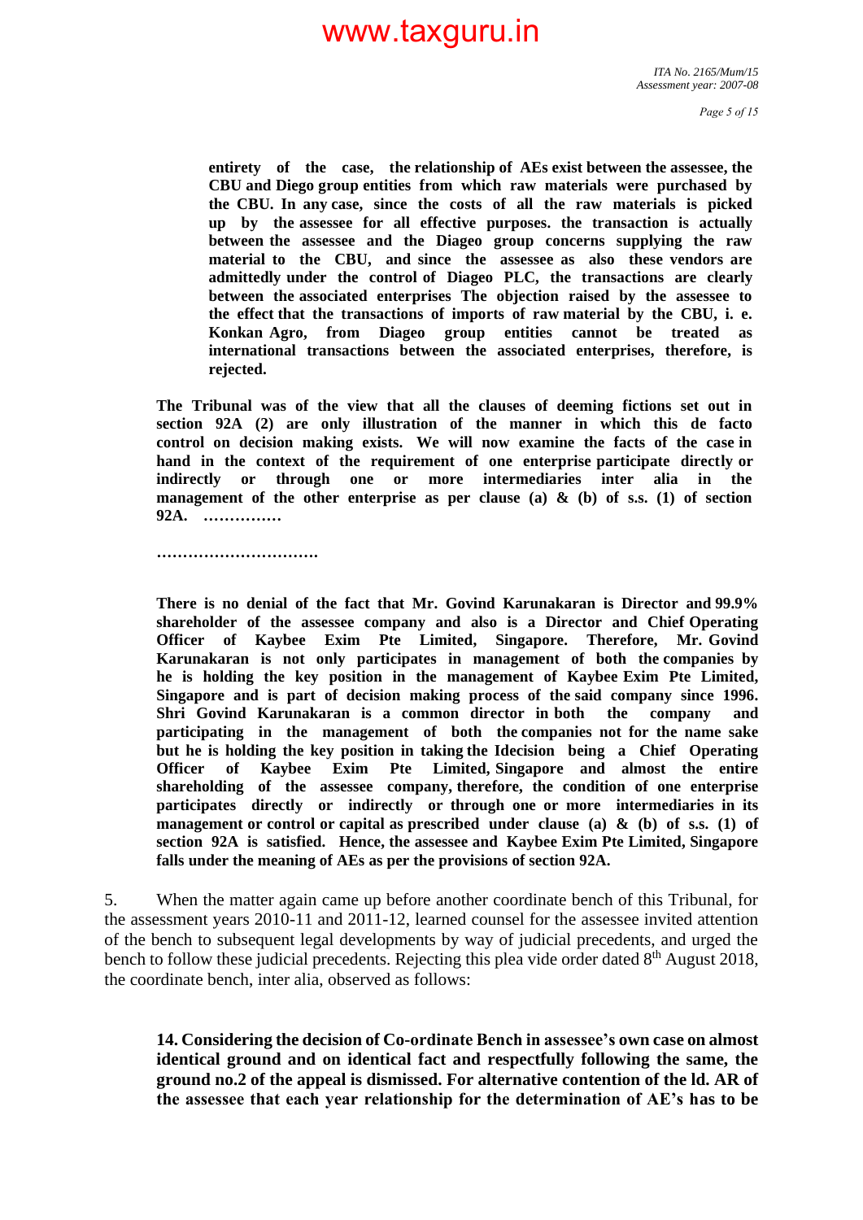**entirety of the case, the relationship of AEs exist between the assessee, the CBU and Diego group entities from which raw materials were purchased by the CBU. In any case, since the costs of all the raw materials is picked up by the assessee for all effective purposes. the transaction is actually between the assessee and the Diageo group concerns supplying the raw material to the CBU, and since the assessee as also these vendors are admittedly under the control of Diageo PLC, the transactions are clearly between the associated enterprises The objection raised by the assessee to the effect that the transactions of imports of raw material by the CBU, i. e. Konkan Agro, from Diageo group entities cannot be treated as international transactions between the associated enterprises, therefore, is rejected.**

**The Tribunal was of the view that all the clauses of deeming fictions set out in section 92A (2) are only illustration of the manner in which this de facto control on decision making exists. We will now examine the facts of the case in hand in the context of the requirement of one enterprise participate directly or indirectly or through one or more intermediaries inter alia in the management of the other enterprise as per clause (a) & (b) of s.s. (1) of section 92A. ……………**

**………………………….**

**There is no denial of the fact that Mr. Govind Karunakaran is Director and 99.9% shareholder of the assessee company and also is a Director and Chief Operating Officer of Kaybee Exim Limited, Singapore. Therefore, Mr. Govind Karunakaran is not only participates in management of both the companies by he is holding the key position in the management of Kaybee Exim Pte Limited, Singapore and is part of decision making process of the said company since 1996. Shri Govind Karunakaran is a common director in both the company and participating in the management of both the companies not for the name sake but he is holding the key position in taking the Idecision being a Chief Operating Officer of Kaybee Exim Pte Limited, Singapore and almost the entire shareholding of the assessee company, therefore, the condition of one enterprise participates directly or indirectly or through one or more intermediaries in its management or control or capital as prescribed under clause (a) & (b) of s.s. (1) of section 92A is satisfied. Hence, the assessee and Kaybee Exim Pte Limited, Singapore falls under the meaning of AEs as per the provisions of section 92A.**

5. When the matter again came up before another coordinate bench of this Tribunal, for the assessment years 2010-11 and 2011-12, learned counsel for the assessee invited attention of the bench to subsequent legal developments by way of judicial precedents, and urged the bench to follow these judicial precedents. Rejecting this plea vide order dated 8th August 2018, the coordinate bench, inter alia, observed as follows:

**14. Considering the decision of Co-ordinate Bench in assessee's own case on almost identical ground and on identical fact and respectfully following the same, the ground no.2 of the appeal is dismissed. For alternative contention of the ld. AR of the assessee that each year relationship for the determination of AE's has to be**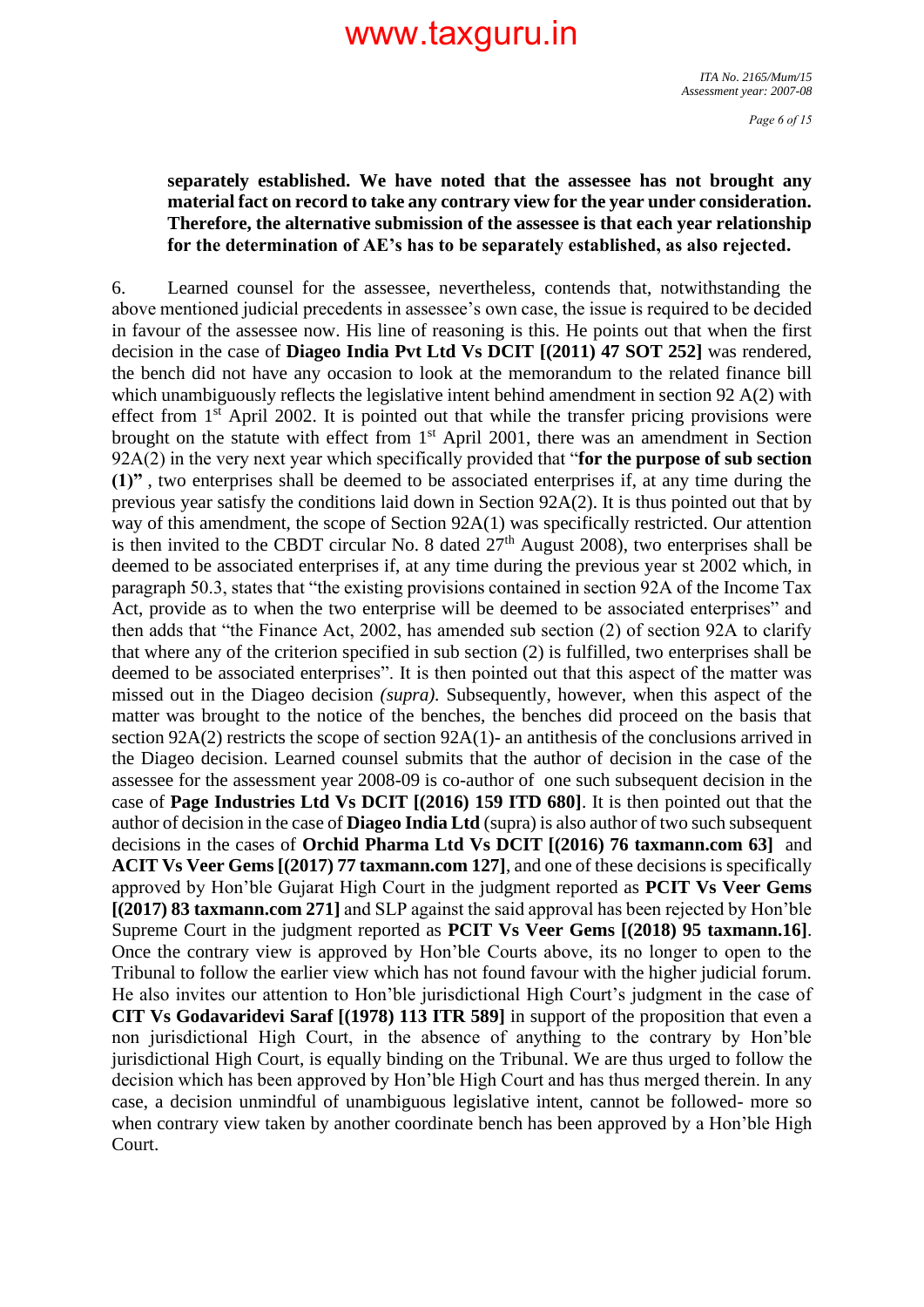**separately established. We have noted that the assessee has not brought any material fact on record to take any contrary view for the year under consideration. Therefore, the alternative submission of the assessee is that each year relationship for the determination of AE's has to be separately established, as also rejected.**

6. Learned counsel for the assessee, nevertheless, contends that, notwithstanding the above mentioned judicial precedents in assessee's own case, the issue is required to be decided in favour of the assessee now. His line of reasoning is this. He points out that when the first decision in the case of **Diageo India Pvt Ltd Vs DCIT [(2011) 47 SOT 252]** was rendered, the bench did not have any occasion to look at the memorandum to the related finance bill which unambiguously reflects the legislative intent behind amendment in section 92 A(2) with effect from 1st April 2002. It is pointed out that while the transfer pricing provisions were brought on the statute with effect from 1st April 2001, there was an amendment in Section 92A(2) in the very next year which specifically provided that "**for the purpose of sub section (1)"** , two enterprises shall be deemed to be associated enterprises if, at any time during the previous year satisfy the conditions laid down in Section 92A(2). It is thus pointed out that by way of this amendment, the scope of Section 92A(1) was specifically restricted. Our attention is then invited to the CBDT circular No. 8 dated 27th August 2008), two enterprises shall be deemed to be associated enterprises if, at any time during the previous year st 2002 which, in paragraph 50.3, states that "the existing provisions contained in section 92A of the Income Tax Act, provide as to when the two enterprise will be deemed to be associated enterprises" and then adds that "the Finance Act, 2002, has amended sub section (2) of section 92A to clarify that where any of the criterion specified in sub section (2) is fulfilled, two enterprises shall be deemed to be associated enterprises". It is then pointed out that this aspect of the matter was missed out in the Diageo decision *(supra).* Subsequently, however, when this aspect of the matter was brought to the notice of the benches, the benches did proceed on the basis that section 92A(2) restricts the scope of section 92A(1)- an antithesis of the conclusions arrived in the Diageo decision. Learned counsel submits that the author of decision in the case of the assessee for the assessment year 2008-09 is co-author of one such subsequent decision in the case of **Page Industries Ltd Vs DCIT [(2016) 159 ITD 680]**. It is then pointed out that the author of decision in the case of **Diageo India Ltd** (supra) is also author of two such subsequent decisions in the cases of **Orchid Pharma Ltd Vs DCIT [(2016) 76 taxmann.com 63]** and **ACIT Vs Veer Gems [(2017) 77 taxmann.com 127]**, and one of these decisions is specifically approved by Hon'ble Gujarat High Court in the judgment reported as **PCIT Vs Veer Gems [(2017) 83 taxmann.com 271]** and SLP against the said approval has been rejected by Hon'ble Supreme Court in the judgment reported as **PCIT Vs Veer Gems [(2018) 95 taxmann.16]**. Once the contrary view is approved by Hon'ble Courts above, its no longer to open to the Tribunal to follow the earlier view which has not found favour with the higher judicial forum. He also invites our attention to Hon'ble jurisdictional High Court's judgment in the case of **CIT Vs Godavaridevi Saraf [(1978) 113 ITR 589]** in support of the proposition that even a non jurisdictional High Court, in the absence of anything to the contrary by Hon'ble jurisdictional High Court, is equally binding on the Tribunal. We are thus urged to follow the decision which has been approved by Hon'ble High Court and has thus merged therein. In any case, a decision unmindful of unambiguous legislative intent, cannot be followed- more so when contrary view taken by another coordinate bench has been approved by a Hon'ble High Court.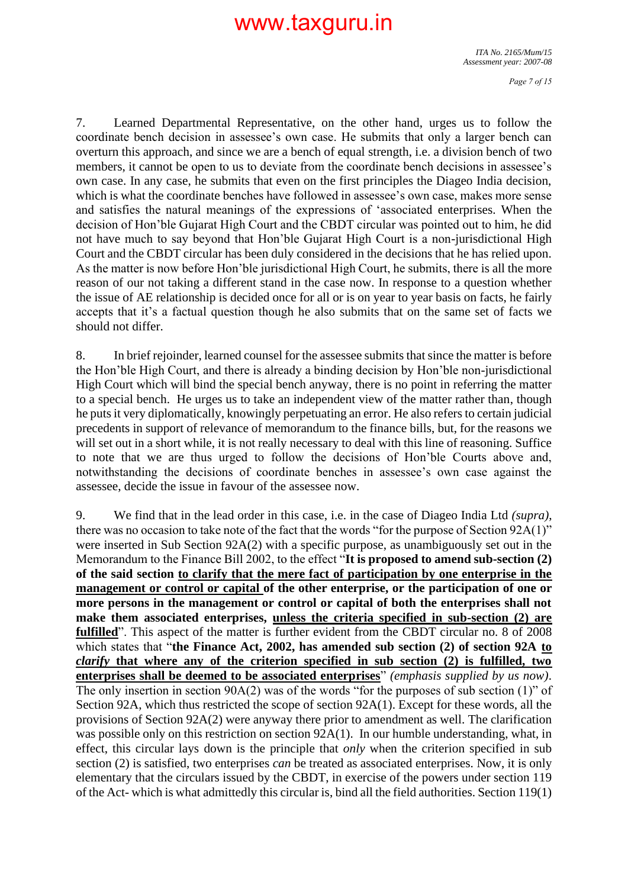7. Learned Departmental Representative, on the other hand, urges us to follow the coordinate bench decision in assessee's own case. He submits that only a larger bench can overturn this approach, and since we are a bench of equal strength, i.e. a division bench of two members, it cannot be open to us to deviate from the coordinate bench decisions in assessee's own case. In any case, he submits that even on the first principles the Diageo India decision, which is what the coordinate benches have followed in assessee's own case, makes more sense and satisfies the natural meanings of the expressions of 'associated enterprises. When the decision of Hon'ble Gujarat High Court and the CBDT circular was pointed out to him, he did not have much to say beyond that Hon'ble Gujarat High Court is a non-jurisdictional High Court and the CBDT circular has been duly considered in the decisions that he has relied upon. As the matter is now before Hon'ble jurisdictional High Court, he submits, there is all the more reason of our not taking a different stand in the case now. In response to a question whether the issue of AE relationship is decided once for all or is on year to year basis on facts, he fairly accepts that it's a factual question though he also submits that on the same set of facts we should not differ.

8. In brief rejoinder, learned counsel for the assessee submits that since the matter is before the Hon'ble High Court, and there is already a binding decision by Hon'ble non-jurisdictional High Court which will bind the special bench anyway, there is no point in referring the matter to a special bench. He urges us to take an independent view of the matter rather than, though he puts it very diplomatically, knowingly perpetuating an error. He also refers to certain judicial precedents in support of relevance of memorandum to the finance bills, but, for the reasons we will set out in a short while, it is not really necessary to deal with this line of reasoning. Suffice to note that we are thus urged to follow the decisions of Hon'ble Courts above and, notwithstanding the decisions of coordinate benches in assessee's own case against the assessee, decide the issue in favour of the assessee now.

9. We find that in the lead order in this case, i.e. in the case of Diageo India Ltd *(supra)*, there was no occasion to take note of the fact that the words "for the purpose of Section 92A(1)" were inserted in Sub Section 92A(2) with a specific purpose, as unambiguously set out in the Memorandum to the Finance Bill 2002, to the effect "**It is proposed to amend sub-section (2) of the said section <u>to clarify that the mere fact of participation by one enterprise in the management or control or capital</u> of the other enterprise, or the participation of one or more persons in the management or control or capital of both the enterprises shall not make them associated enterprises, <u>unless the criteria specified in sub-section (2) are fulfilled</u>**". This aspect of the matter is further evident from the CBDT circular no. 8 of 2008 which states that "**the Finance Act, 2002, has amended sub section (2) of section 92A <u>to *clarify* that where any of the criterion specified in sub section (2) is fulfilled, two enterprises shall be deemed to be associated enterprises</u>**" *(emphasis supplied by us now)*. The only insertion in section 90A(2) was of the words "for the purposes of sub section (1)" of Section 92A, which thus restricted the scope of section 92A(1). Except for these words, all the provisions of Section 92A(2) were anyway there prior to amendment as well. The clarification was possible only on this restriction on section 92A(1). In our humble understanding, what, in effect, this circular lays down is the principle that *only* when the criterion specified in sub section (2) is satisfied, two enterprises *can* be treated as associated enterprises. Now, it is only elementary that the circulars issued by the CBDT, in exercise of the powers under section 119 of the Act- which is what admittedly this circular is, bind all the field authorities. Section 119(1)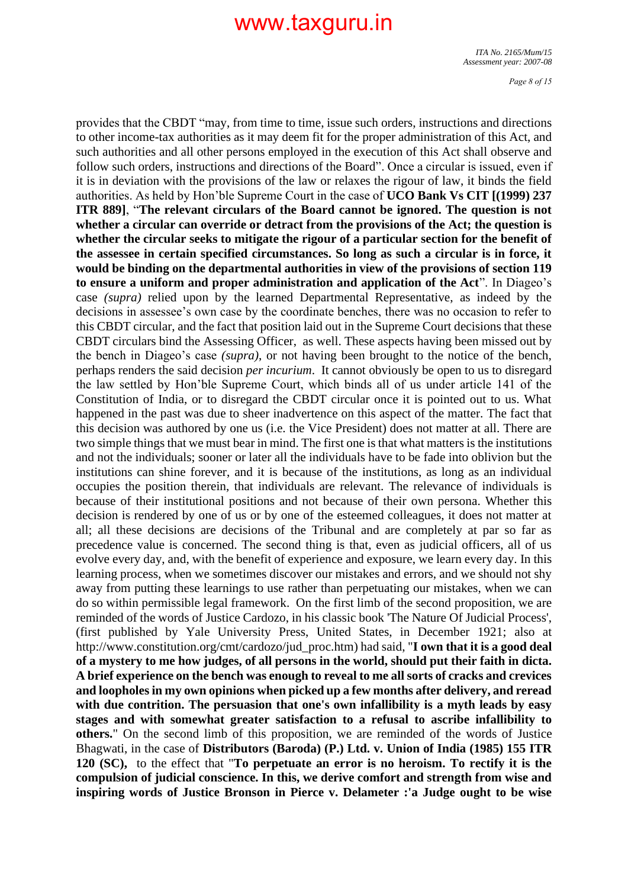provides that the CBDT "may, from time to time, issue such orders, instructions and directions to other income-tax authorities as it may deem fit for the proper administration of this Act, and such authorities and all other persons employed in the execution of this Act shall observe and follow such orders, instructions and directions of the Board". Once a circular is issued, even if it is in deviation with the provisions of the law or relaxes the rigour of law, it binds the field authorities. As held by Hon'ble Supreme Court in the case of **UCO Bank Vs CIT [(1999) 237 ITR 889]**, "**The relevant circulars of the Board cannot be ignored. The question is not whether a circular can override or detract from the provisions of the Act; the question is whether the circular seeks to mitigate the rigour of a particular section for the benefit of the assessee in certain specified circumstances. So long as such a circular is in force, it would be binding on the departmental authorities in view of the provisions of section 119 to ensure a uniform and proper administration and application of the Act**". In Diageo's case *(supra)* relied upon by the learned Departmental Representative, as indeed by the decisions in assessee's own case by the coordinate benches, there was no occasion to refer to this CBDT circular, and the fact that position laid out in the Supreme Court decisions that these CBDT circulars bind the Assessing Officer, as well. These aspects having been missed out by the bench in Diageo's case *(supra)*, or not having been brought to the notice of the bench, perhaps renders the said decision *per incurium*. It cannot obviously be open to us to disregard the law settled by Hon'ble Supreme Court, which binds all of us under article 141 of the Constitution of India, or to disregard the CBDT circular once it is pointed out to us. What happened in the past was due to sheer inadvertence on this aspect of the matter. The fact that this decision was authored by one us (i.e. the Vice President) does not matter at all. There are two simple things that we must bear in mind. The first one is that what matters is the institutions and not the individuals; sooner or later all the individuals have to be fade into oblivion but the institutions can shine forever, and it is because of the institutions, as long as an individual occupies the position therein, that individuals are relevant. The relevance of individuals is because of their institutional positions and not because of their own persona. Whether this decision is rendered by one of us or by one of the esteemed colleagues, it does not matter at all; all these decisions are decisions of the Tribunal and are completely at par so far as precedence value is concerned. The second thing is that, even as judicial officers, all of us evolve every day, and, with the benefit of experience and exposure, we learn every day. In this learning process, when we sometimes discover our mistakes and errors, and we should not shy away from putting these learnings to use rather than perpetuating our mistakes, when we can do so within permissible legal framework. On the first limb of the second proposition, we are reminded of the words of Justice Cardozo, in his classic book 'The Nature Of Judicial Process', (first published by Yale University Press, United States, in December 1921; also at http://www.constitution.org/cmt/cardozo/jud_proc.htm) had said, "**I own that it is a good deal of a mystery to me how judges, of all persons in the world, should put their faith in dicta. A brief experience on the bench was enough to reveal to me all sorts of cracks and crevices and loopholes in my own opinions when picked up a few months after delivery, and reread with due contrition. The persuasion that one's own infallibility is a myth leads by easy stages and with somewhat greater satisfaction to a refusal to ascribe infallibility to others.**" On the second limb of this proposition, we are reminded of the words of Justice Bhagwati, in the case of **Distributors (Baroda) (P.) Ltd. v. Union of India (1985) 155 ITR 120 (SC),** to the effect that "**To perpetuate an error is no heroism. To rectify it is the compulsion of judicial conscience. In this, we derive comfort and strength from wise and inspiring words of Justice Bronson in Pierce v. Delameter :'a Judge ought to be wise**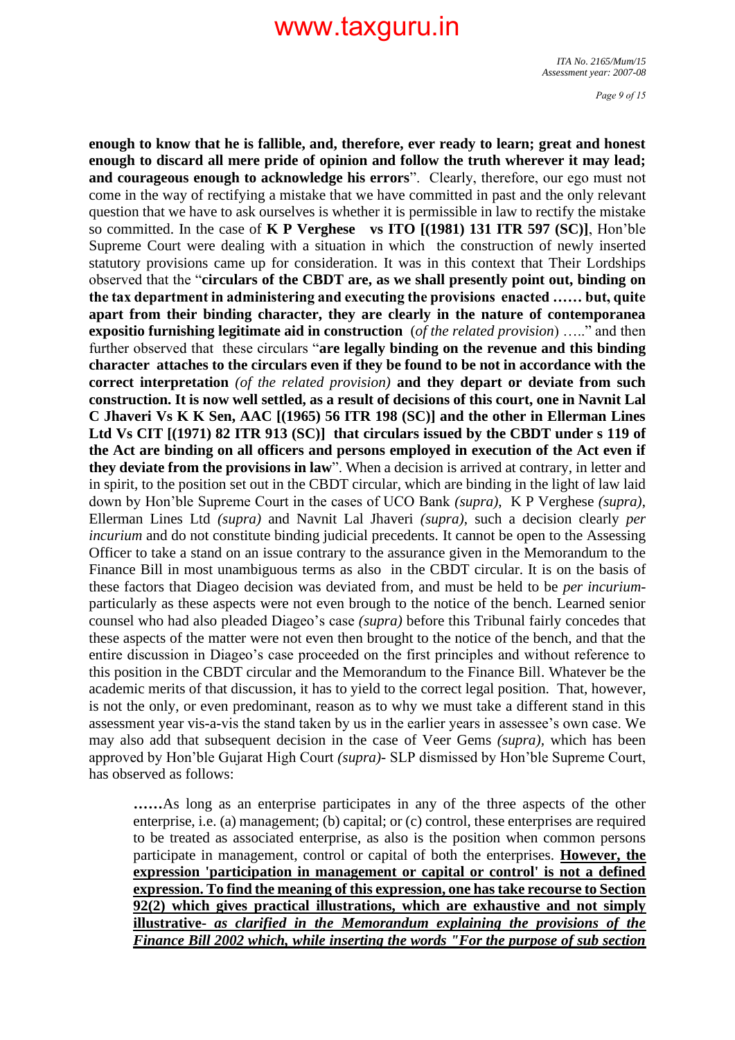**enough to know that he is fallible, and, therefore, ever ready to learn; great and honest enough to discard all mere pride of opinion and follow the truth wherever it may lead; and courageous enough to acknowledge his errors**". Clearly, therefore, our ego must not come in the way of rectifying a mistake that we have committed in past and the only relevant question that we have to ask ourselves is whether it is permissible in law to rectify the mistake so committed. In the case of **K P Verghese vs ITO [(1981) 131 ITR 597 (SC)]**, Hon'ble Supreme Court were dealing with a situation in which the construction of newly inserted statutory provisions came up for consideration. It was in this context that Their Lordships observed that the "**circulars of the CBDT are, as we shall presently point out, binding on the tax department in administering and executing the provisions enacted …… but, quite apart from their binding character, they are clearly in the nature of contemporanea expositio furnishing legitimate aid in construction** (*of the related provision*) ….." and then further observed that these circulars "**are legally binding on the revenue and this binding character attaches to the circulars even if they be found to be not in accordance with the correct interpretation** *(of the related provision)* **and they depart or deviate from such construction. It is now well settled, as a result of decisions of this court, one in Navnit Lal C Jhaveri Vs K K Sen, AAC [(1965) 56 ITR 198 (SC)] and the other in Ellerman Lines Ltd Vs CIT [(1971) 82 ITR 913 (SC)] that circulars issued by the CBDT under s 119 of the Act are binding on all officers and persons employed in execution of the Act even if they deviate from the provisions in law**". When a decision is arrived at contrary, in letter and in spirit, to the position set out in the CBDT circular, which are binding in the light of law laid down by Hon'ble Supreme Court in the cases of UCO Bank *(supra)*, K P Verghese *(supra)*, Ellerman Lines Ltd *(supra)* and Navnit Lal Jhaveri *(supra)*, such a decision clearly *per incurium* and do not constitute binding judicial precedents. It cannot be open to the Assessing Officer to take a stand on an issue contrary to the assurance given in the Memorandum to the Finance Bill in most unambiguous terms as also in the CBDT circular. It is on the basis of these factors that Diageo decision was deviated from, and must be held to be *per incurium*- particularly as these aspects were not even brough to the notice of the bench. Learned senior counsel who had also pleaded Diageo's case *(supra)* before this Tribunal fairly concedes that these aspects of the matter were not even then brought to the notice of the bench, and that the entire discussion in Diageo's case proceeded on the first principles and without reference to this position in the CBDT circular and the Memorandum to the Finance Bill. Whatever be the academic merits of that discussion, it has to yield to the correct legal position. That, however, is not the only, or even predominant, reason as to why we must take a different stand in this assessment year vis-a-vis the stand taken by us in the earlier years in assessee's own case. We may also add that subsequent decision in the case of Veer Gems *(supra)*, which has been approved by Hon'ble Gujarat High Court *(supra)*- SLP dismissed by Hon'ble Supreme Court, has observed as follows:

> **……**As long as an enterprise participates in any of the three aspects of the other enterprise, i.e. (a) management; (b) capital; or (c) control, these enterprises are required to be treated as associated enterprise, as also is the position when common persons participate in management, control or capital of both the enterprises. **<u>However, the expression 'participation in management or capital or control' is not a defined expression. To find the meaning of this expression, one has take recourse to Section 92(2) which gives practical illustrations, which are exhaustive and not simply illustrative-</u>** ***<u>as clarified in the Memorandum explaining the provisions of the Finance Bill 2002 which, while inserting the words "For the purpose of sub section</u>***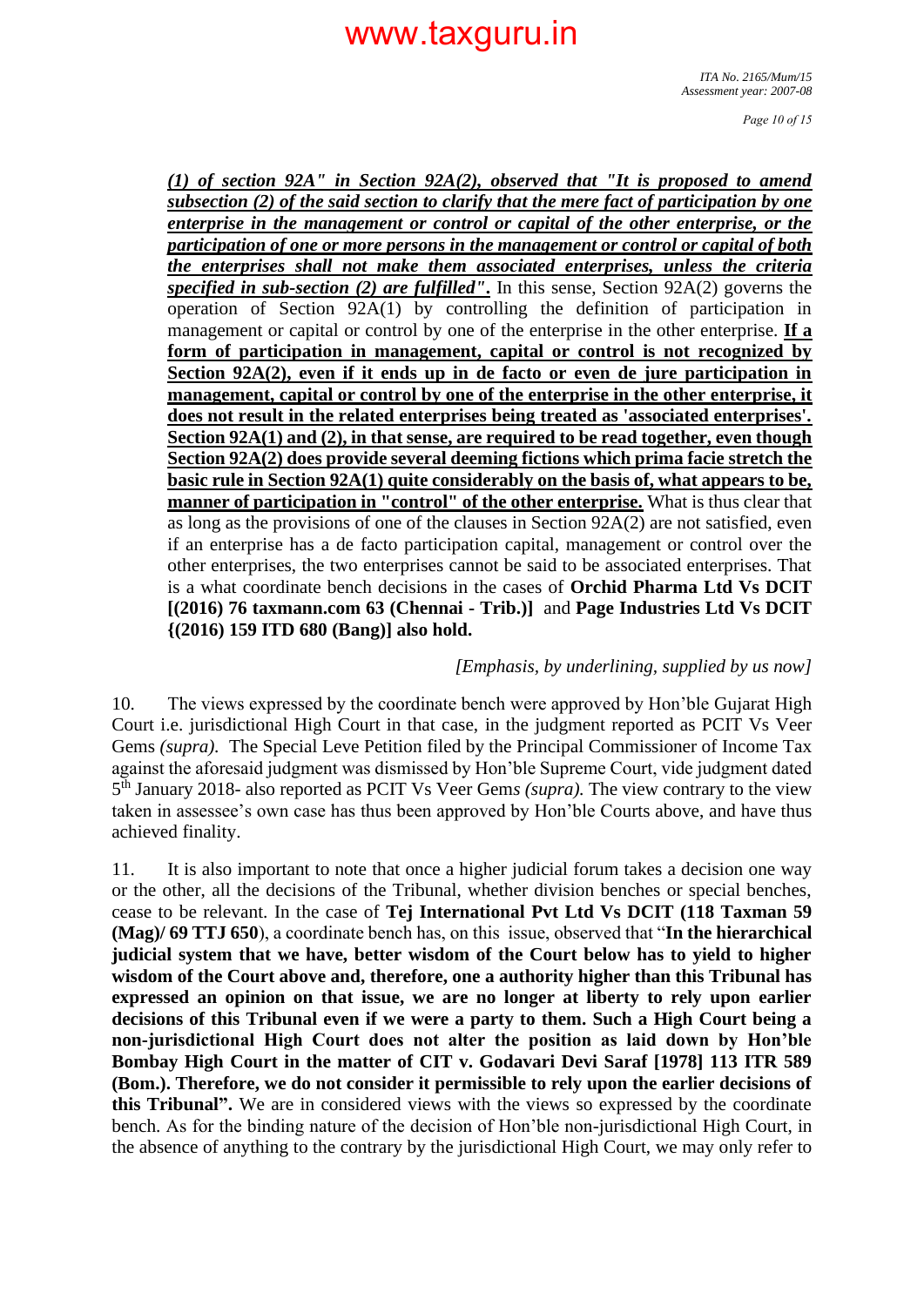> ***(1) of section 92A" in Section 92A(2), observed that "It is proposed to amend subsection (2) of the said section to clarify that the mere fact of participation by one enterprise in the management or control or capital of the other enterprise, or the participation of one or more persons in the management or control or capital of both the enterprises shall not make them associated enterprises, unless the criteria specified in sub-section (2) are fulfilled".*** In this sense, Section 92A(2) governs the operation of Section 92A(1) by controlling the definition of participation in management or capital or control by one of the enterprise in the other enterprise. **If a form of participation in management, capital or control is not recognized by Section 92A(2), even if it ends up in de facto or even de jure participation in management, capital or control by one of the enterprise in the other enterprise, it does not result in the related enterprises being treated as 'associated enterprises'. Section 92A(1) and (2), in that sense, are required to be read together, even though Section 92A(2) does provide several deeming fictions which prima facie stretch the basic rule in Section 92A(1) quite considerably on the basis of, what appears to be, manner of participation in "control" of the other enterprise.** What is thus clear that as long as the provisions of one of the clauses in Section 92A(2) are not satisfied, even if an enterprise has a de facto participation capital, management or control over the other enterprises, the two enterprises cannot be said to be associated enterprises. That is a what coordinate bench decisions in the cases of **Orchid Pharma Ltd Vs DCIT [(2016) 76 taxmann.com 63 (Chennai - Trib.)]** and **Page Industries Ltd Vs DCIT {(2016) 159 ITD 680 (Bang)] also hold.**
>
> *[Emphasis, by underlining, supplied by us now]*

10. The views expressed by the coordinate bench were approved by Hon'ble Gujarat High Court i.e. jurisdictional High Court in that case, in the judgment reported as PCIT Vs Veer Gems *(supra)*. The Special Leve Petition filed by the Principal Commissioner of Income Tax against the aforesaid judgment was dismissed by Hon'ble Supreme Court, vide judgment dated 5th January 2018- also reported as PCIT Vs Veer Gem*s (supra)*. The view contrary to the view taken in assessee's own case has thus been approved by Hon'ble Courts above, and have thus achieved finality.

11. It is also important to note that once a higher judicial forum takes a decision one way or the other, all the decisions of the Tribunal, whether division benches or special benches, cease to be relevant. In the case of **Tej International Pvt Ltd Vs DCIT (118 Taxman 59 (Mag)/ 69 TTJ 650)**, a coordinate bench has, on this issue, observed that "**In the hierarchical judicial system that we have, better wisdom of the Court below has to yield to higher wisdom of the Court above and, therefore, one a authority higher than this Tribunal has expressed an opinion on that issue, we are no longer at liberty to rely upon earlier decisions of this Tribunal even if we were a party to them. Such a High Court being a non-jurisdictional High Court does not alter the position as laid down by Hon'ble Bombay High Court in the matter of CIT v. Godavari Devi Saraf [1978] 113 ITR 589 (Bom.). Therefore, we do not consider it permissible to rely upon the earlier decisions of this Tribunal".** We are in considered views with the views so expressed by the coordinate bench. As for the binding nature of the decision of Hon'ble non-jurisdictional High Court, in the absence of anything to the contrary by the jurisdictional High Court, we may only refer to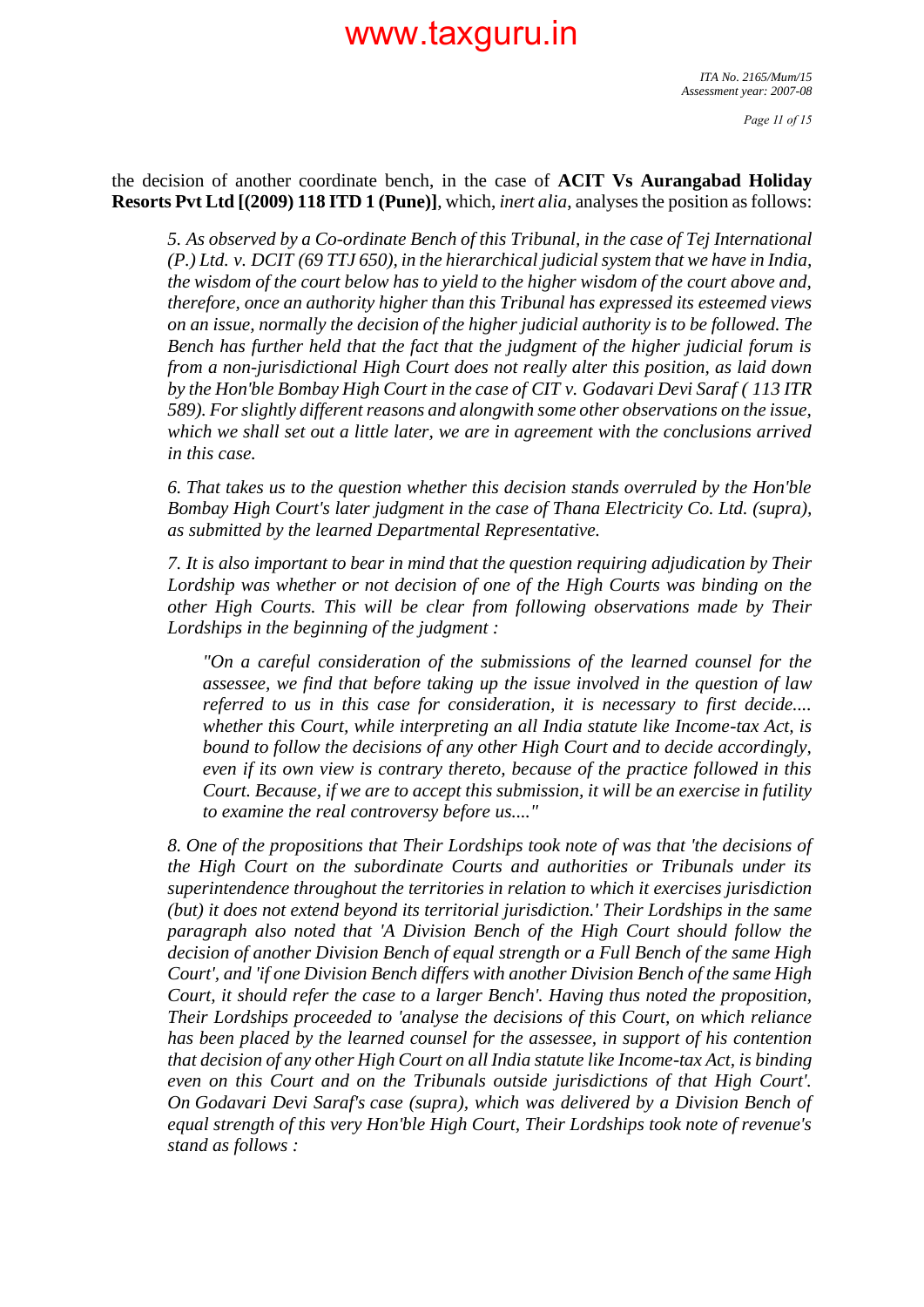the decision of another coordinate bench, in the case of **ACIT Vs Aurangabad Holiday Resorts Pvt Ltd [(2009) 118 ITD 1 (Pune)]**, which, *inert alia*, analyses the position as follows:

> *5. As observed by a Co-ordinate Bench of this Tribunal, in the case of Tej International (P.) Ltd. v. DCIT (69 TTJ 650), in the hierarchical judicial system that we have in India, the wisdom of the court below has to yield to the higher wisdom of the court above and, therefore, once an authority higher than this Tribunal has expressed its esteemed views on an issue, normally the decision of the higher judicial authority is to be followed. The Bench has further held that the fact that the judgment of the higher judicial forum is from a non-jurisdictional High Court does not really alter this position, as laid down by the Hon'ble Bombay High Court in the case of CIT v. Godavari Devi Saraf ( 113 ITR 589). For slightly different reasons and alongwith some other observations on the issue, which we shall set out a little later, we are in agreement with the conclusions arrived in this case.*
>
> *6. That takes us to the question whether this decision stands overruled by the Hon'ble Bombay High Court's later judgment in the case of Thana Electricity Co. Ltd. (supra), as submitted by the learned Departmental Representative.*
>
> *7. It is also important to bear in mind that the question requiring adjudication by Their Lordship was whether or not decision of one of the High Courts was binding on the other High Courts. This will be clear from following observations made by Their Lordships in the beginning of the judgment :*
>
> > *"On a careful consideration of the submissions of the learned counsel for the assessee, we find that before taking up the issue involved in the question of law referred to us in this case for consideration, it is necessary to first decide.... whether this Court, while interpreting an all India statute like Income-tax Act, is bound to follow the decisions of any other High Court and to decide accordingly, even if its own view is contrary thereto, because of the practice followed in this Court. Because, if we are to accept this submission, it will be an exercise in futility to examine the real controversy before us...."*
>
> *8. One of the propositions that Their Lordships took note of was that 'the decisions of the High Court on the subordinate Courts and authorities or Tribunals under its superintendence throughout the territories in relation to which it exercises jurisdiction (but) it does not extend beyond its territorial jurisdiction.' Their Lordships in the same paragraph also noted that 'A Division Bench of the High Court should follow the decision of another Division Bench of equal strength or a Full Bench of the same High Court', and 'if one Division Bench differs with another Division Bench of the same High Court, it should refer the case to a larger Bench'. Having thus noted the proposition, Their Lordships proceeded to 'analyse the decisions of this Court, on which reliance has been placed by the learned counsel for the assessee, in support of his contention that decision of any other High Court on all India statute like Income-tax Act, is binding even on this Court and on the Tribunals outside jurisdictions of that High Court'. On Godavari Devi Saraf's case (supra), which was delivered by a Division Bench of equal strength of this very Hon'ble High Court, Their Lordships took note of revenue's stand as follows :*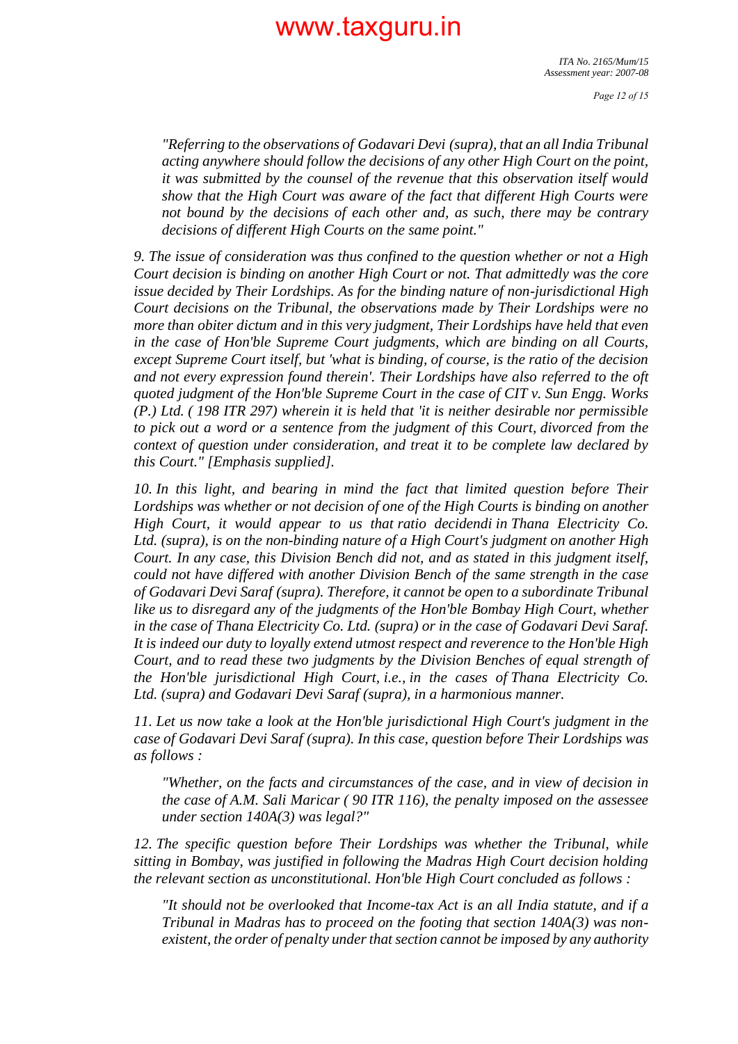*"Referring to the observations of Godavari Devi (supra), that an all India Tribunal acting anywhere should follow the decisions of any other High Court on the point, it was submitted by the counsel of the revenue that this observation itself would show that the High Court was aware of the fact that different High Courts were not bound by the decisions of each other and, as such, there may be contrary decisions of different High Courts on the same point."*

*9. The issue of consideration was thus confined to the question whether or not a High Court decision is binding on another High Court or not. That admittedly was the core issue decided by Their Lordships. As for the binding nature of non-jurisdictional High Court decisions on the Tribunal, the observations made by Their Lordships were no more than obiter dictum and in this very judgment, Their Lordships have held that even in the case of Hon'ble Supreme Court judgments, which are binding on all Courts, except Supreme Court itself, but 'what is binding, of course, is the ratio of the decision and not every expression found therein'. Their Lordships have also referred to the oft quoted judgment of the Hon'ble Supreme Court in the case of CIT v. Sun Engg. Works (P.) Ltd. ( 198 ITR 297) wherein it is held that 'it is neither desirable nor permissible to pick out a word or a sentence from the judgment of this Court, divorced from the context of question under consideration, and treat it to be complete law declared by this Court." [Emphasis supplied].*

*10. In this light, and bearing in mind the fact that limited question before Their Lordships was whether or not decision of one of the High Courts is binding on another High Court, it would appear to us that ratio decidendi in Thana Electricity Co. Ltd. (supra), is on the non-binding nature of a High Court's judgment on another High Court. In any case, this Division Bench did not, and as stated in this judgment itself, could not have differed with another Division Bench of the same strength in the case of Godavari Devi Saraf (supra). Therefore, it cannot be open to a subordinate Tribunal like us to disregard any of the judgments of the Hon'ble Bombay High Court, whether in the case of Thana Electricity Co. Ltd. (supra) or in the case of Godavari Devi Saraf. It is indeed our duty to loyally extend utmost respect and reverence to the Hon'ble High Court, and to read these two judgments by the Division Benches of equal strength of the Hon'ble jurisdictional High Court, i.e., in the cases of Thana Electricity Co. Ltd. (supra) and Godavari Devi Saraf (supra), in a harmonious manner.*

*11. Let us now take a look at the Hon'ble jurisdictional High Court's judgment in the case of Godavari Devi Saraf (supra). In this case, question before Their Lordships was as follows :*

*"Whether, on the facts and circumstances of the case, and in view of decision in the case of A.M. Sali Maricar ( 90 ITR 116), the penalty imposed on the assessee under section 140A(3) was legal?"*

*12. The specific question before Their Lordships was whether the Tribunal, while sitting in Bombay, was justified in following the Madras High Court decision holding the relevant section as unconstitutional. Hon'ble High Court concluded as follows :*

*"It should not be overlooked that Income-tax Act is an all India statute, and if a Tribunal in Madras has to proceed on the footing that section 140A(3) was non-existent, the order of penalty under that section cannot be imposed by any authority*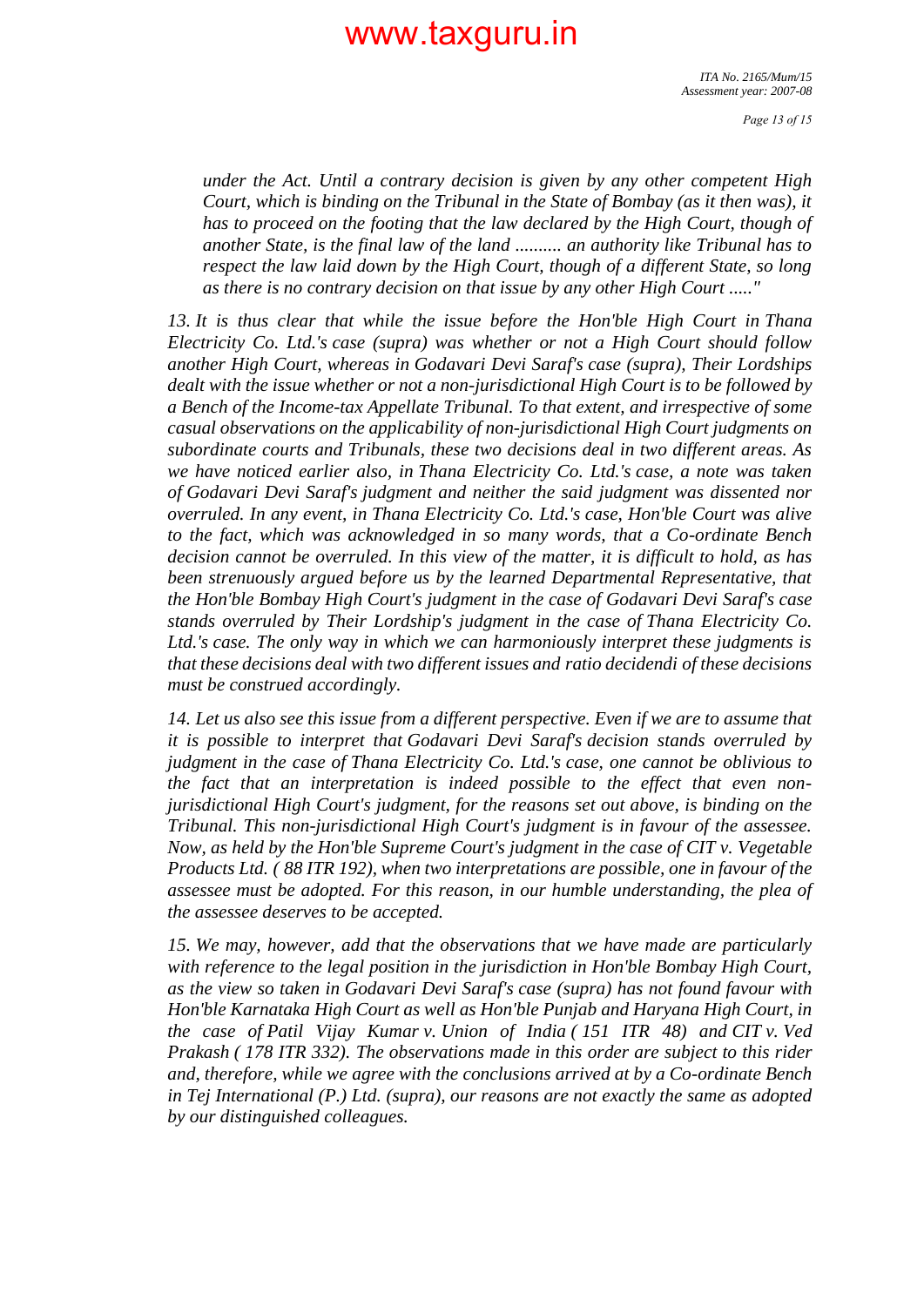> *under the Act. Until a contrary decision is given by any other competent High Court, which is binding on the Tribunal in the State of Bombay (as it then was), it has to proceed on the footing that the law declared by the High Court, though of another State, is the final law of the land .......... an authority like Tribunal has to respect the law laid down by the High Court, though of a different State, so long as there is no contrary decision on that issue by any other High Court ....."*

*13. It is thus clear that while the issue before the Hon'ble High Court in Thana Electricity Co. Ltd.'s case (supra) was whether or not a High Court should follow another High Court, whereas in Godavari Devi Saraf's case (supra), Their Lordships dealt with the issue whether or not a non-jurisdictional High Court is to be followed by a Bench of the Income-tax Appellate Tribunal. To that extent, and irrespective of some casual observations on the applicability of non-jurisdictional High Court judgments on subordinate courts and Tribunals, these two decisions deal in two different areas. As we have noticed earlier also, in Thana Electricity Co. Ltd.'s case, a note was taken of Godavari Devi Saraf's judgment and neither the said judgment was dissented nor overruled. In any event, in Thana Electricity Co. Ltd.'s case, Hon'ble Court was alive to the fact, which was acknowledged in so many words, that a Co-ordinate Bench decision cannot be overruled. In this view of the matter, it is difficult to hold, as has been strenuously argued before us by the learned Departmental Representative, that the Hon'ble Bombay High Court's judgment in the case of Godavari Devi Saraf's case stands overruled by Their Lordship's judgment in the case of Thana Electricity Co. Ltd.'s case. The only way in which we can harmoniously interpret these judgments is that these decisions deal with two different issues and ratio decidendi of these decisions must be construed accordingly.*

*14. Let us also see this issue from a different perspective. Even if we are to assume that it is possible to interpret that Godavari Devi Saraf's decision stands overruled by judgment in the case of Thana Electricity Co. Ltd.'s case, one cannot be oblivious to the fact that an interpretation is indeed possible to the effect that even non-jurisdictional High Court's judgment, for the reasons set out above, is binding on the Tribunal. This non-jurisdictional High Court's judgment is in favour of the assessee. Now, as held by the Hon'ble Supreme Court's judgment in the case of CIT v. Vegetable Products Ltd. ( 88 ITR 192), when two interpretations are possible, one in favour of the assessee must be adopted. For this reason, in our humble understanding, the plea of the assessee deserves to be accepted.*

*15. We may, however, add that the observations that we have made are particularly with reference to the legal position in the jurisdiction in Hon'ble Bombay High Court, as the view so taken in Godavari Devi Saraf's case (supra) has not found favour with Hon'ble Karnataka High Court as well as Hon'ble Punjab and Haryana High Court, in the case of Patil Vijay Kumar v. Union of India ( 151 ITR 48) and CIT v. Ved Prakash ( 178 ITR 332). The observations made in this order are subject to this rider and, therefore, while we agree with the conclusions arrived at by a Co-ordinate Bench in Tej International (P.) Ltd. (supra), our reasons are not exactly the same as adopted by our distinguished colleagues.*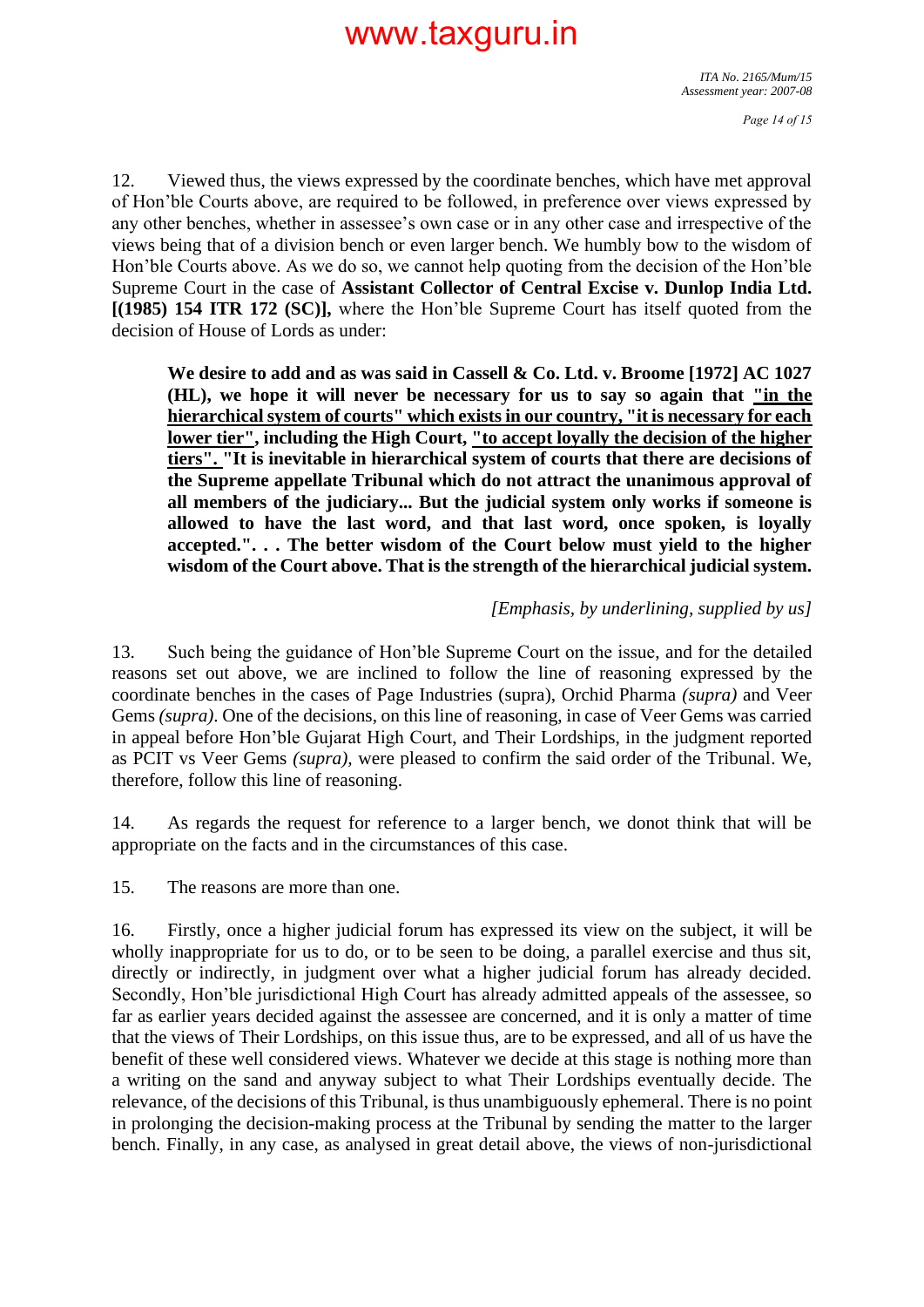12. Viewed thus, the views expressed by the coordinate benches, which have met approval of Hon'ble Courts above, are required to be followed, in preference over views expressed by any other benches, whether in assessee's own case or in any other case and irrespective of the views being that of a division bench or even larger bench. We humbly bow to the wisdom of Hon'ble Courts above. As we do so, we cannot help quoting from the decision of the Hon'ble Supreme Court in the case of **Assistant Collector of Central Excise v. Dunlop India Ltd. [(1985) 154 ITR 172 (SC)],** where the Hon'ble Supreme Court has itself quoted from the decision of House of Lords as under:

> **We desire to add and as was said in Cassell & Co. Ltd. v. Broome [1972] AC 1027 (HL), we hope it will never be necessary for us to say so again that <u>"in the hierarchical system of courts" which exists in our country, "it is necessary for each lower tier"</u>, including the High Court, <u>"to accept loyally the decision of the higher tiers".</u> "It is inevitable in hierarchical system of courts that there are decisions of the Supreme appellate Tribunal which do not attract the unanimous approval of all members of the judiciary... But the judicial system only works if someone is allowed to have the last word, and that last word, once spoken, is loyally accepted.". . . The better wisdom of the Court below must yield to the higher wisdom of the Court above. That is the strength of the hierarchical judicial system.**

*[Emphasis, by underlining, supplied by us]*

13. Such being the guidance of Hon'ble Supreme Court on the issue, and for the detailed reasons set out above, we are inclined to follow the line of reasoning expressed by the coordinate benches in the cases of Page Industries (supra), Orchid Pharma *(supra)* and Veer Gems *(supra)*. One of the decisions, on this line of reasoning, in case of Veer Gems was carried in appeal before Hon'ble Gujarat High Court, and Their Lordships, in the judgment reported as PCIT vs Veer Gems *(supra),* were pleased to confirm the said order of the Tribunal. We, therefore, follow this line of reasoning.

14. As regards the request for reference to a larger bench, we donot think that will be appropriate on the facts and in the circumstances of this case.

15. The reasons are more than one.

16. Firstly, once a higher judicial forum has expressed its view on the subject, it will be wholly inappropriate for us to do, or to be seen to be doing, a parallel exercise and thus sit, directly or indirectly, in judgment over what a higher judicial forum has already decided. Secondly, Hon'ble jurisdictional High Court has already admitted appeals of the assessee, so far as earlier years decided against the assessee are concerned, and it is only a matter of time that the views of Their Lordships, on this issue thus, are to be expressed, and all of us have the benefit of these well considered views. Whatever we decide at this stage is nothing more than a writing on the sand and anyway subject to what Their Lordships eventually decide. The relevance, of the decisions of this Tribunal, is thus unambiguously ephemeral. There is no point in prolonging the decision-making process at the Tribunal by sending the matter to the larger bench. Finally, in any case, as analysed in great detail above, the views of non-jurisdictional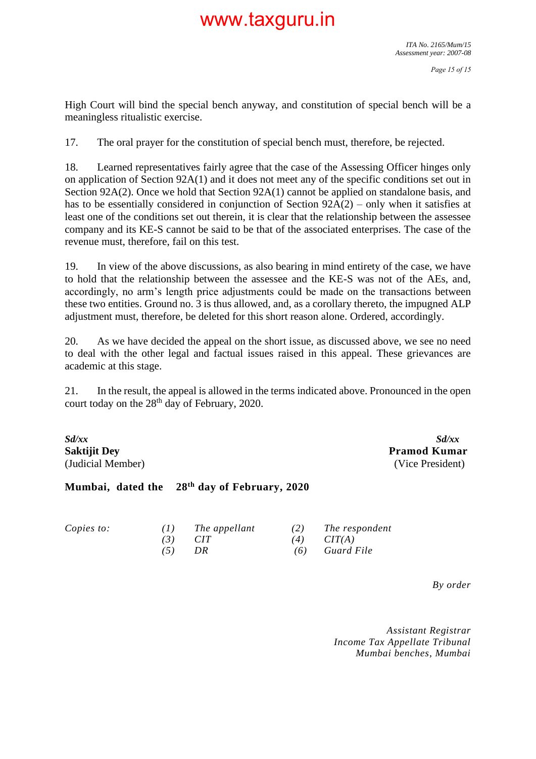High Court will bind the special bench anyway, and constitution of special bench will be a meaningless ritualistic exercise.

17. The oral prayer for the constitution of special bench must, therefore, be rejected.

18. Learned representatives fairly agree that the case of the Assessing Officer hinges only on application of Section 92A(1) and it does not meet any of the specific conditions set out in Section 92A(2). Once we hold that Section 92A(1) cannot be applied on standalone basis, and has to be essentially considered in conjunction of Section 92A(2) – only when it satisfies at least one of the conditions set out therein, it is clear that the relationship between the assessee company and its KE-S cannot be said to be that of the associated enterprises. The case of the revenue must, therefore, fail on this test.

19. In view of the above discussions, as also bearing in mind entirety of the case, we have to hold that the relationship between the assessee and the KE-S was not of the AEs, and, accordingly, no arm's length price adjustments could be made on the transactions between these two entities. Ground no. 3 is thus allowed, and, as a corollary thereto, the impugned ALP adjustment must, therefore, be deleted for this short reason alone. Ordered, accordingly.

20. As we have decided the appeal on the short issue, as discussed above, we see no need to deal with the other legal and factual issues raised in this appeal. These grievances are academic at this stage.

21. In the result, the appeal is allowed in the terms indicated above. Pronounced in the open court today on the 28th day of February, 2020.

| | |
|---|---|
| ***Sd/xx*** | ***Sd/xx*** |
| **Saktijit Dey** | **Pramod Kumar** |
| (Judicial Member) | (Vice President) |

**Mumbai, dated the 28th day of February, 2020**

| | | | | |
|---|---|---|---|---|
| *Copies to:* | *(1)* | *The appellant* | *(2)* | *The respondent* |
| | *(3)* | *CIT* | *(4)* | *CIT(A)* |
| | *(5)* | *DR* | *(6)* | *Guard File* |

*By order*

*Assistant Registrar*
*Income Tax Appellate Tribunal*
*Mumbai benches, Mumbai*